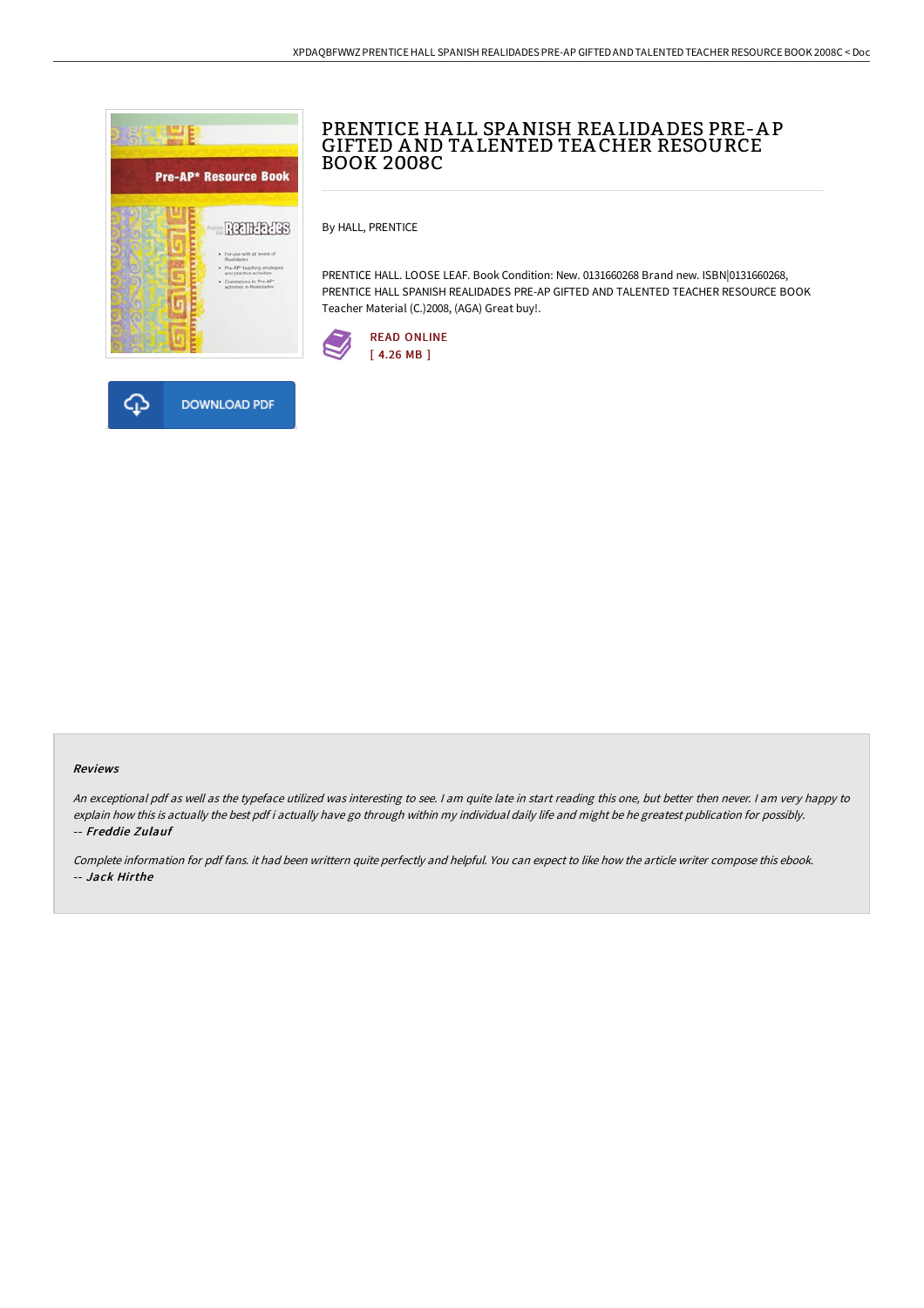# PRENTICE HALL SPANISH REALIDADES PRE-AP GIFTED AND TALENTED TEACHER RESOURCE BOOK 2008C

By HALL, PRENTICE

PRENTICE HALL. LOOSE LEAF. Book Condition: New. 0131660268 Brand new. ISBN|0131660268, PRENTICE HALL SPANISH REALIDADES PRE-AP GIFTED AND TALENTED TEACHER RESOURCE BOOK Teacher Material (C.)2008, (AGA) Great buy!.

READ ONLINE
[ 4.26 MB ]

DOWNLOAD PDF

### Reviews

*An exceptional pdf as well as the typeface utilized was interesting to see. I am quite late in start reading this one, but better then never. I am very happy to explain how this is actually the best pdf i actually have go through within my individual daily life and might be he greatest publication for possibly.*
*-- **Freddie Zulauf***

*Complete information for pdf fans. it had been writtern quite perfectly and helpful. You can expect to like how the article writer compose this ebook.*
*-- **Jack Hirthe***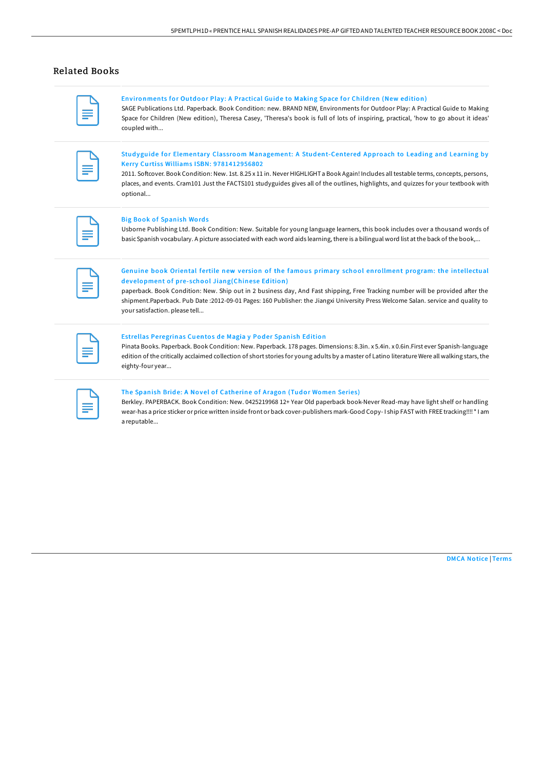## Related Books

**Environments for Outdoor Play: A Practical Guide to Making Space for Children (New edition)**

SAGE Publications Ltd. Paperback. Book Condition: new. BRAND NEW, Environments for Outdoor Play: A Practical Guide to Making Space for Children (New edition), Theresa Casey, 'Theresa's book is full of lots of inspiring, practical, 'how to go about it ideas' coupled with...

**Studyguide for Elementary Classroom Management: A Student-Centered Approach to Leading and Learning by Kerry Curtiss Williams ISBN: 9781412956802**

2011. Softcover. Book Condition: New. 1st. 8.25 x 11 in. Never HIGHLIGHT a Book Again! Includes all testable terms, concepts, persons, places, and events. Cram101 Just the FACTS101 studyguides gives all of the outlines, highlights, and quizzes for your textbook with optional...

**Big Book of Spanish Words**

Usborne Publishing Ltd. Book Condition: New. Suitable for young language learners, this book includes over a thousand words of basic Spanish vocabulary. A picture associated with each word aids learning, there is a bilingual word list at the back of the book,...

**Genuine book Oriental fertile new version of the famous primary school enrollment program: the intellectual development of pre-school Jiang(Chinese Edition)**

paperback. Book Condition: New. Ship out in 2 business day, And Fast shipping, Free Tracking number will be provided after the shipment.Paperback. Pub Date :2012-09-01 Pages: 160 Publisher: the Jiangxi University Press Welcome Salan. service and quality to your satisfaction. please tell...

**Estrellas Peregrinas Cuentos de Magia y Poder Spanish Edition**

Pinata Books. Paperback. Book Condition: New. Paperback. 178 pages. Dimensions: 8.3in. x 5.4in. x 0.6in.First ever Spanish-language edition of the critically acclaimed collection of short stories for young adults by a master of Latino literature Were all walking stars, the eighty-four year...

**The Spanish Bride: A Novel of Catherine of Aragon (Tudor Women Series)**

Berkley. PAPERBACK. Book Condition: New. 0425219968 12+ Year Old paperback book-Never Read-may have light shelf or handling wear-has a price sticker or price written inside front or back cover-publishers mark-Good Copy- I ship FAST with FREE tracking!!!! * I am a reputable...

DMCA Notice | Terms